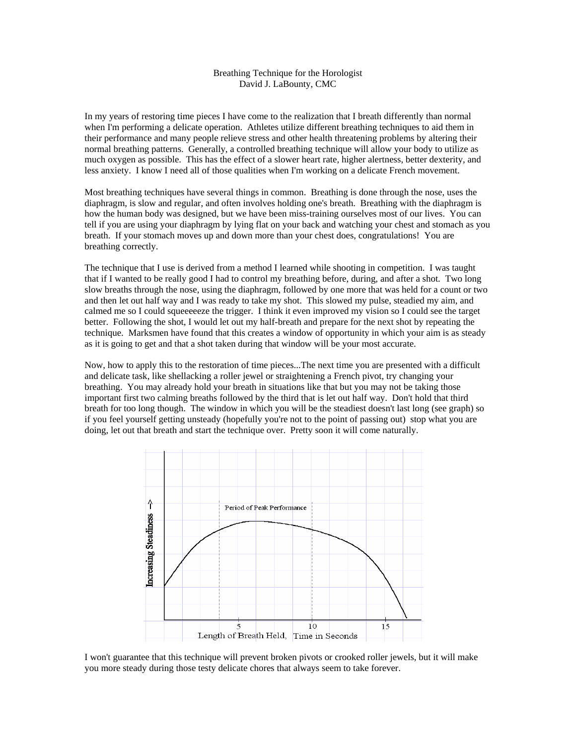# Breathing Technique for the Horologist

David J. LaBounty, CMC

In my years of restoring time pieces I have come to the realization that I breath differently than normal when I'm performing a delicate operation. Athletes utilize different breathing techniques to aid them in their performance and many people relieve stress and other health threatening problems by altering their normal breathing patterns. Generally, a controlled breathing technique will allow your body to utilize as much oxygen as possible. This has the effect of a slower heart rate, higher alertness, better dexterity, and less anxiety. I know I need all of those qualities when I'm working on a delicate French movement.

Most breathing techniques have several things in common. Breathing is done through the nose, uses the diaphragm, is slow and regular, and often involves holding one's breath. Breathing with the diaphragm is how the human body was designed, but we have been miss-training ourselves most of our lives. You can tell if you are using your diaphragm by lying flat on your back and watching your chest and stomach as you breath. If your stomach moves up and down more than your chest does, congratulations! You are breathing correctly.

The technique that I use is derived from a method I learned while shooting in competition. I was taught that if I wanted to be really good I had to control my breathing before, during, and after a shot. Two long slow breaths through the nose, using the diaphragm, followed by one more that was held for a count or two and then let out half way and I was ready to take my shot. This slowed my pulse, steadied my aim, and calmed me so I could squeeeeeze the trigger. I think it even improved my vision so I could see the target better. Following the shot, I would let out my half-breath and prepare for the next shot by repeating the technique. Marksmen have found that this creates a window of opportunity in which your aim is as steady as it is going to get and that a shot taken during that window will be your most accurate.

Now, how to apply this to the restoration of time pieces...The next time you are presented with a difficult and delicate task, like shellacking a roller jewel or straightening a French pivot, try changing your breathing. You may already hold your breath in situations like that but you may not be taking those important first two calming breaths followed by the third that is let out half way. Don't hold that third breath for too long though. The window in which you will be the steadiest doesn't last long (see graph) so if you feel yourself getting unsteady (hopefully you're not to the point of passing out) stop what you are doing, let out that breath and start the technique over. Pretty soon it will come naturally.

Period of Peak Performance

Increasing Steadiness ->

Length of Breath Held, Time in Seconds

5 10 15

I won't guarantee that this technique will prevent broken pivots or crooked roller jewels, but it will make you more steady during those testy delicate chores that always seem to take forever.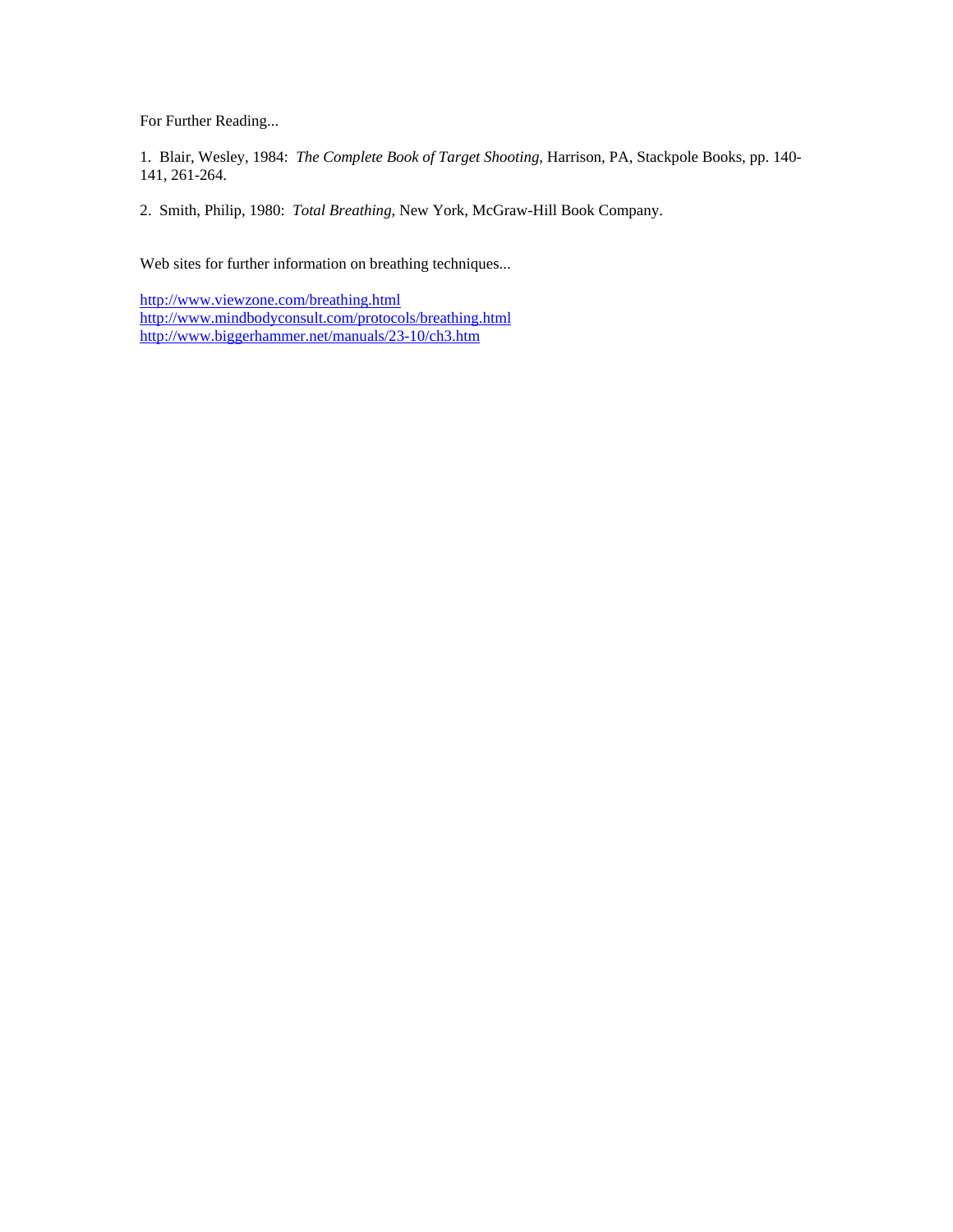For Further Reading...

1. Blair, Wesley, 1984: *The Complete Book of Target Shooting*, Harrison, PA, Stackpole Books, pp. 140-141, 261-264.

2. Smith, Philip, 1980: *Total Breathing*, New York, McGraw-Hill Book Company.

Web sites for further information on breathing techniques...

http://www.viewzone.com/breathing.html
http://www.mindbodyconsult.com/protocols/breathing.html
http://www.biggerhammer.net/manuals/23-10/ch3.htm